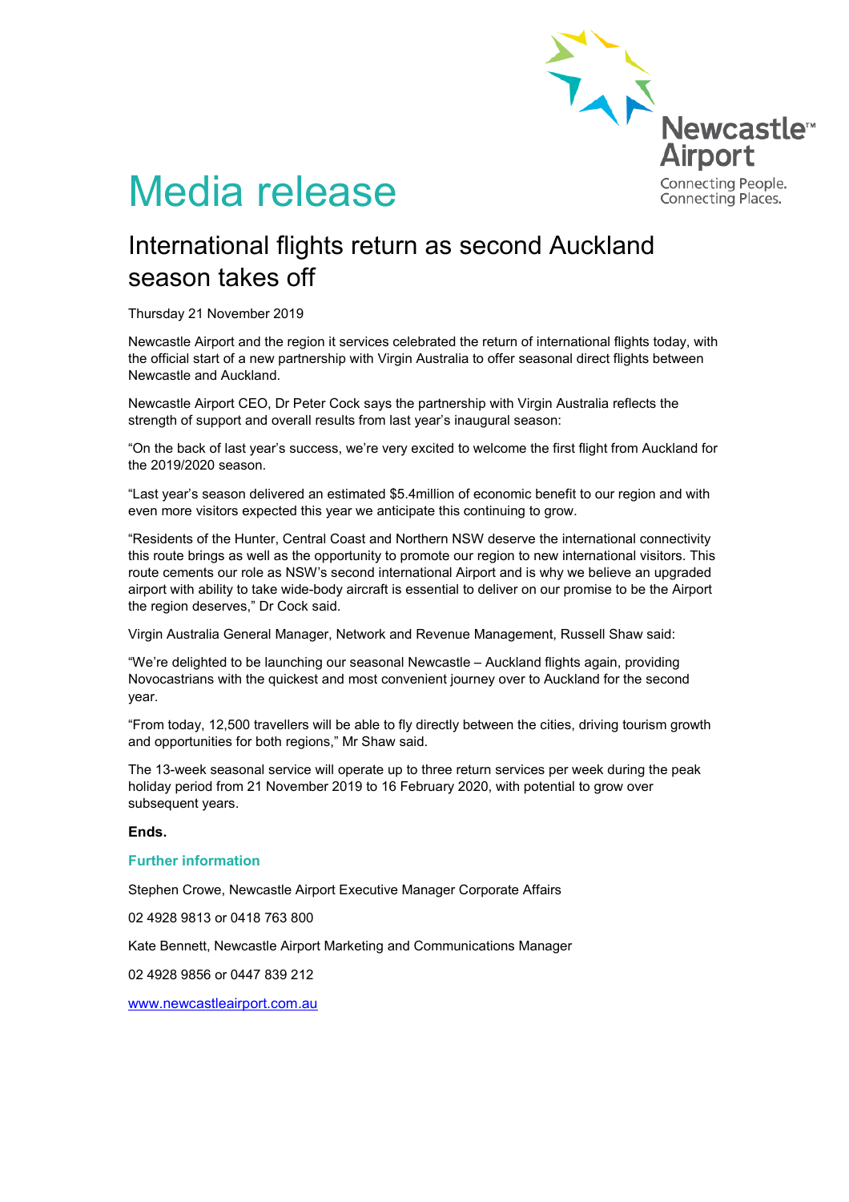Newcastle™ Airport
Connecting People.
Connecting Places.

# Media release

## International flights return as second Auckland season takes off

Thursday 21 November 2019

Newcastle Airport and the region it services celebrated the return of international flights today, with the official start of a new partnership with Virgin Australia to offer seasonal direct flights between Newcastle and Auckland.

Newcastle Airport CEO, Dr Peter Cock says the partnership with Virgin Australia reflects the strength of support and overall results from last year's inaugural season:

"On the back of last year's success, we're very excited to welcome the first flight from Auckland for the 2019/2020 season.

"Last year's season delivered an estimated $5.4million of economic benefit to our region and with even more visitors expected this year we anticipate this continuing to grow.

"Residents of the Hunter, Central Coast and Northern NSW deserve the international connectivity this route brings as well as the opportunity to promote our region to new international visitors. This route cements our role as NSW's second international Airport and is why we believe an upgraded airport with ability to take wide-body aircraft is essential to deliver on our promise to be the Airport the region deserves," Dr Cock said.

Virgin Australia General Manager, Network and Revenue Management, Russell Shaw said:

"We're delighted to be launching our seasonal Newcastle – Auckland flights again, providing Novocastrians with the quickest and most convenient journey over to Auckland for the second year.

"From today, 12,500 travellers will be able to fly directly between the cities, driving tourism growth and opportunities for both regions," Mr Shaw said.

The 13-week seasonal service will operate up to three return services per week during the peak holiday period from 21 November 2019 to 16 February 2020, with potential to grow over subsequent years.

**Ends.**

**Further information**

Stephen Crowe, Newcastle Airport Executive Manager Corporate Affairs

02 4928 9813 or 0418 763 800

Kate Bennett, Newcastle Airport Marketing and Communications Manager

02 4928 9856 or 0447 839 212

www.newcastleairport.com.au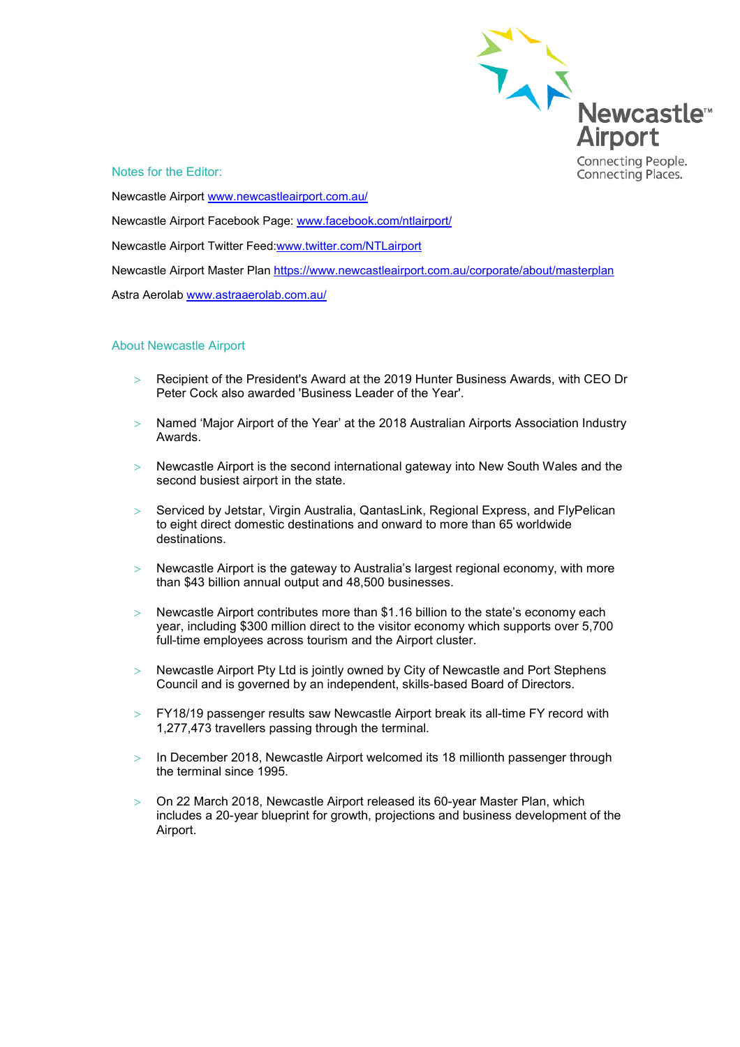## Notes for the Editor:

Newcastle Airport www.newcastleairport.com.au/

Newcastle Airport Facebook Page: www.facebook.com/ntlairport/

Newcastle Airport Twitter Feed:www.twitter.com/NTLairport

Newcastle Airport Master Plan https://www.newcastleairport.com.au/corporate/about/masterplan

Astra Aerolab www.astraaerolab.com.au/

## About Newcastle Airport

- Recipient of the President's Award at the 2019 Hunter Business Awards, with CEO Dr Peter Cock also awarded 'Business Leader of the Year'.
- Named 'Major Airport of the Year' at the 2018 Australian Airports Association Industry Awards.
- Newcastle Airport is the second international gateway into New South Wales and the second busiest airport in the state.
- Serviced by Jetstar, Virgin Australia, QantasLink, Regional Express, and FlyPelican to eight direct domestic destinations and onward to more than 65 worldwide destinations.
- Newcastle Airport is the gateway to Australia's largest regional economy, with more than $43 billion annual output and 48,500 businesses.
- Newcastle Airport contributes more than $1.16 billion to the state's economy each year, including $300 million direct to the visitor economy which supports over 5,700 full-time employees across tourism and the Airport cluster.
- Newcastle Airport Pty Ltd is jointly owned by City of Newcastle and Port Stephens Council and is governed by an independent, skills-based Board of Directors.
- FY18/19 passenger results saw Newcastle Airport break its all-time FY record with 1,277,473 travellers passing through the terminal.
- In December 2018, Newcastle Airport welcomed its 18 millionth passenger through the terminal since 1995.
- On 22 March 2018, Newcastle Airport released its 60-year Master Plan, which includes a 20-year blueprint for growth, projections and business development of the Airport.